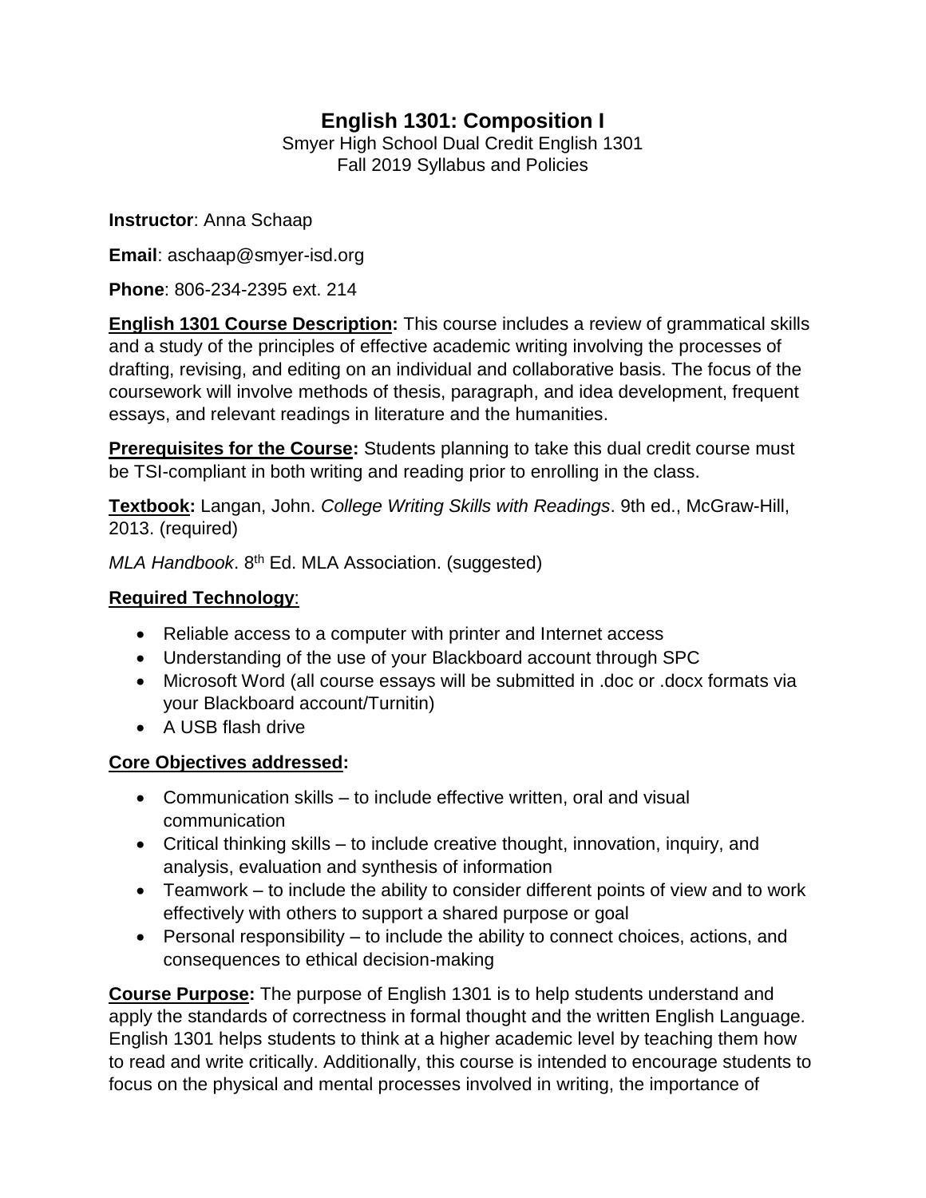# English 1301: Composition I

Smyer High School Dual Credit English 1301
Fall 2019 Syllabus and Policies

**Instructor**: Anna Schaap

**Email**: aschaap@smyer-isd.org

**Phone**: 806-234-2395 ext. 214

**English 1301 Course Description:** This course includes a review of grammatical skills and a study of the principles of effective academic writing involving the processes of drafting, revising, and editing on an individual and collaborative basis. The focus of the coursework will involve methods of thesis, paragraph, and idea development, frequent essays, and relevant readings in literature and the humanities.

**Prerequisites for the Course:** Students planning to take this dual credit course must be TSI-compliant in both writing and reading prior to enrolling in the class.

**Textbook:** Langan, John. *College Writing Skills with Readings*. 9th ed., McGraw-Hill, 2013. (required)

*MLA Handbook*. 8th Ed. MLA Association. (suggested)

**Required Technology**:

- Reliable access to a computer with printer and Internet access
- Understanding of the use of your Blackboard account through SPC
- Microsoft Word (all course essays will be submitted in .doc or .docx formats via your Blackboard account/Turnitin)
- A USB flash drive

**Core Objectives addressed:**

- Communication skills – to include effective written, oral and visual communication
- Critical thinking skills – to include creative thought, innovation, inquiry, and analysis, evaluation and synthesis of information
- Teamwork – to include the ability to consider different points of view and to work effectively with others to support a shared purpose or goal
- Personal responsibility – to include the ability to connect choices, actions, and consequences to ethical decision-making

**Course Purpose:** The purpose of English 1301 is to help students understand and apply the standards of correctness in formal thought and the written English Language. English 1301 helps students to think at a higher academic level by teaching them how to read and write critically. Additionally, this course is intended to encourage students to focus on the physical and mental processes involved in writing, the importance of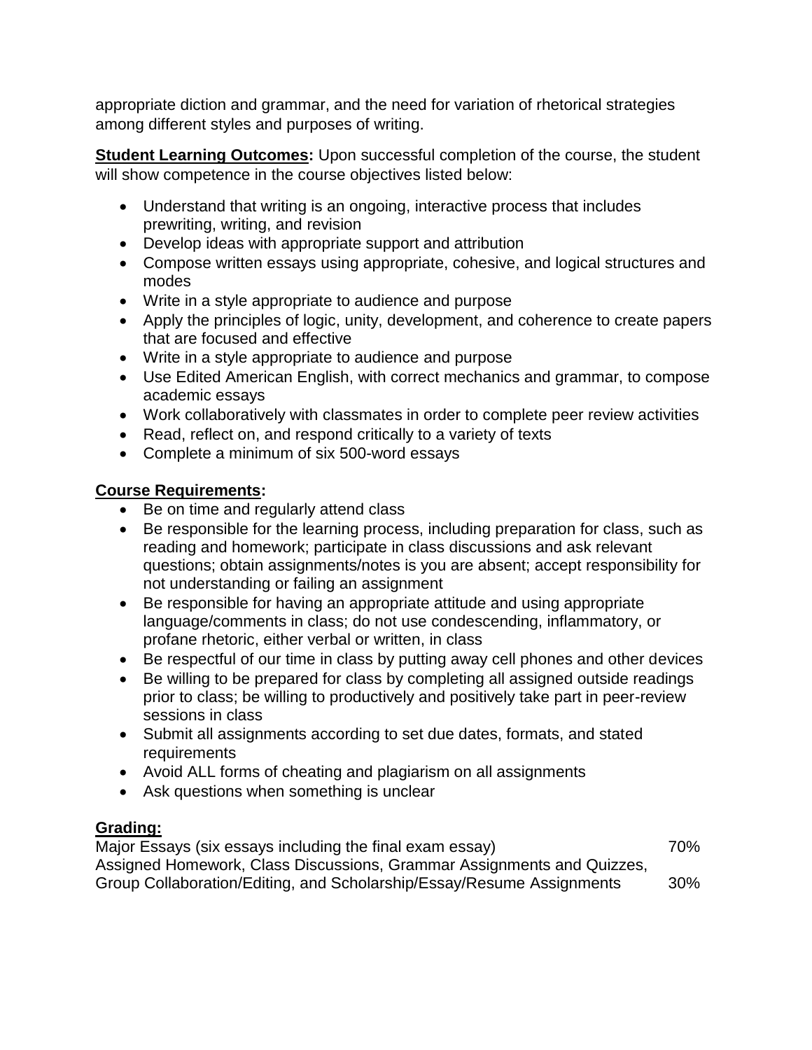appropriate diction and grammar, and the need for variation of rhetorical strategies among different styles and purposes of writing.

**Student Learning Outcomes:** Upon successful completion of the course, the student will show competence in the course objectives listed below:

- Understand that writing is an ongoing, interactive process that includes prewriting, writing, and revision
- Develop ideas with appropriate support and attribution
- Compose written essays using appropriate, cohesive, and logical structures and modes
- Write in a style appropriate to audience and purpose
- Apply the principles of logic, unity, development, and coherence to create papers that are focused and effective
- Write in a style appropriate to audience and purpose
- Use Edited American English, with correct mechanics and grammar, to compose academic essays
- Work collaboratively with classmates in order to complete peer review activities
- Read, reflect on, and respond critically to a variety of texts
- Complete a minimum of six 500-word essays

**Course Requirements:**

- Be on time and regularly attend class
- Be responsible for the learning process, including preparation for class, such as reading and homework; participate in class discussions and ask relevant questions; obtain assignments/notes is you are absent; accept responsibility for not understanding or failing an assignment
- Be responsible for having an appropriate attitude and using appropriate language/comments in class; do not use condescending, inflammatory, or profane rhetoric, either verbal or written, in class
- Be respectful of our time in class by putting away cell phones and other devices
- Be willing to be prepared for class by completing all assigned outside readings prior to class; be willing to productively and positively take part in peer-review sessions in class
- Submit all assignments according to set due dates, formats, and stated requirements
- Avoid ALL forms of cheating and plagiarism on all assignments
- Ask questions when something is unclear

**Grading:**

| | |
|---|---|
| Major Essays (six essays including the final exam essay) | 70% |
| Assigned Homework, Class Discussions, Grammar Assignments and Quizzes, Group Collaboration/Editing, and Scholarship/Essay/Resume Assignments | 30% |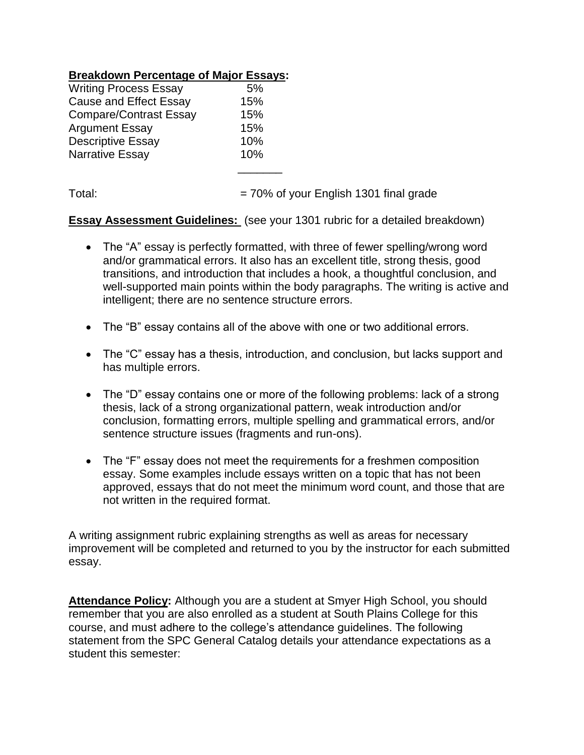**<u>Breakdown Percentage of Major Essays</u>:**

| | |
|---|---|
| Writing Process Essay | 5% |
| Cause and Effect Essay | 15% |
| Compare/Contrast Essay | 15% |
| Argument Essay | 15% |
| Descriptive Essay | 10% |
| Narrative Essay | 10% |
| Total: | = 70% of your English 1301 final grade |

**<u>Essay Assessment Guidelines:</u>** (see your 1301 rubric for a detailed breakdown)

- The "A" essay is perfectly formatted, with three of fewer spelling/wrong word and/or grammatical errors. It also has an excellent title, strong thesis, good transitions, and introduction that includes a hook, a thoughtful conclusion, and well-supported main points within the body paragraphs. The writing is active and intelligent; there are no sentence structure errors.

- The "B" essay contains all of the above with one or two additional errors.

- The "C" essay has a thesis, introduction, and conclusion, but lacks support and has multiple errors.

- The "D" essay contains one or more of the following problems: lack of a strong thesis, lack of a strong organizational pattern, weak introduction and/or conclusion, formatting errors, multiple spelling and grammatical errors, and/or sentence structure issues (fragments and run-ons).

- The "F" essay does not meet the requirements for a freshmen composition essay. Some examples include essays written on a topic that has not been approved, essays that do not meet the minimum word count, and those that are not written in the required format.

A writing assignment rubric explaining strengths as well as areas for necessary improvement will be completed and returned to you by the instructor for each submitted essay.

**<u>Attendance Policy</u>:** Although you are a student at Smyer High School, you should remember that you are also enrolled as a student at South Plains College for this course, and must adhere to the college's attendance guidelines. The following statement from the SPC General Catalog details your attendance expectations as a student this semester: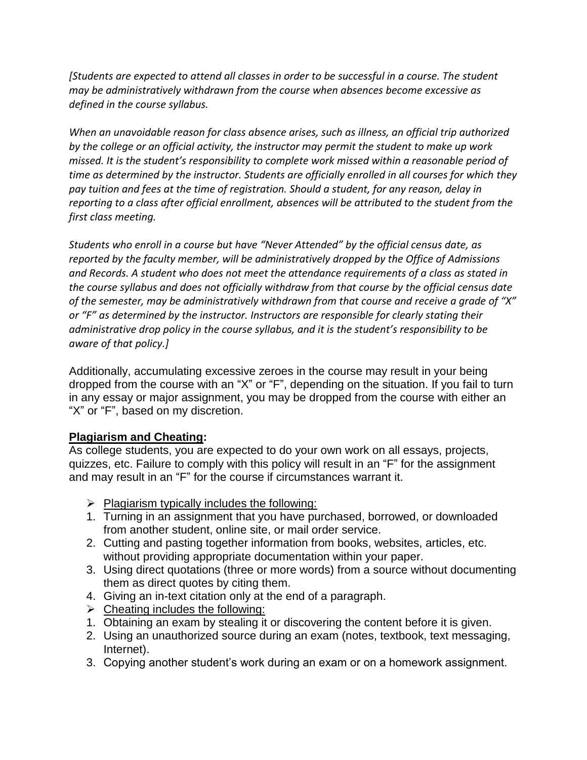*[Students are expected to attend all classes in order to be successful in a course. The student may be administratively withdrawn from the course when absences become excessive as defined in the course syllabus.*

*When an unavoidable reason for class absence arises, such as illness, an official trip authorized by the college or an official activity, the instructor may permit the student to make up work missed. It is the student's responsibility to complete work missed within a reasonable period of time as determined by the instructor. Students are officially enrolled in all courses for which they pay tuition and fees at the time of registration. Should a student, for any reason, delay in reporting to a class after official enrollment, absences will be attributed to the student from the first class meeting.*

*Students who enroll in a course but have "Never Attended" by the official census date, as reported by the faculty member, will be administratively dropped by the Office of Admissions and Records. A student who does not meet the attendance requirements of a class as stated in the course syllabus and does not officially withdraw from that course by the official census date of the semester, may be administratively withdrawn from that course and receive a grade of "X" or "F" as determined by the instructor. Instructors are responsible for clearly stating their administrative drop policy in the course syllabus, and it is the student's responsibility to be aware of that policy.]*

Additionally, accumulating excessive zeroes in the course may result in your being dropped from the course with an "X" or "F", depending on the situation. If you fail to turn in any essay or major assignment, you may be dropped from the course with either an "X" or "F", based on my discretion.

**Plagiarism and Cheating:**

As college students, you are expected to do your own work on all essays, projects, quizzes, etc. Failure to comply with this policy will result in an "F" for the assignment and may result in an "F" for the course if circumstances warrant it.

- Plagiarism typically includes the following:

1. Turning in an assignment that you have purchased, borrowed, or downloaded from another student, online site, or mail order service.
2. Cutting and pasting together information from books, websites, articles, etc. without providing appropriate documentation within your paper.
3. Using direct quotations (three or more words) from a source without documenting them as direct quotes by citing them.
4. Giving an in-text citation only at the end of a paragraph.

- Cheating includes the following:

1. Obtaining an exam by stealing it or discovering the content before it is given.
2. Using an unauthorized source during an exam (notes, textbook, text messaging, Internet).
3. Copying another student's work during an exam or on a homework assignment.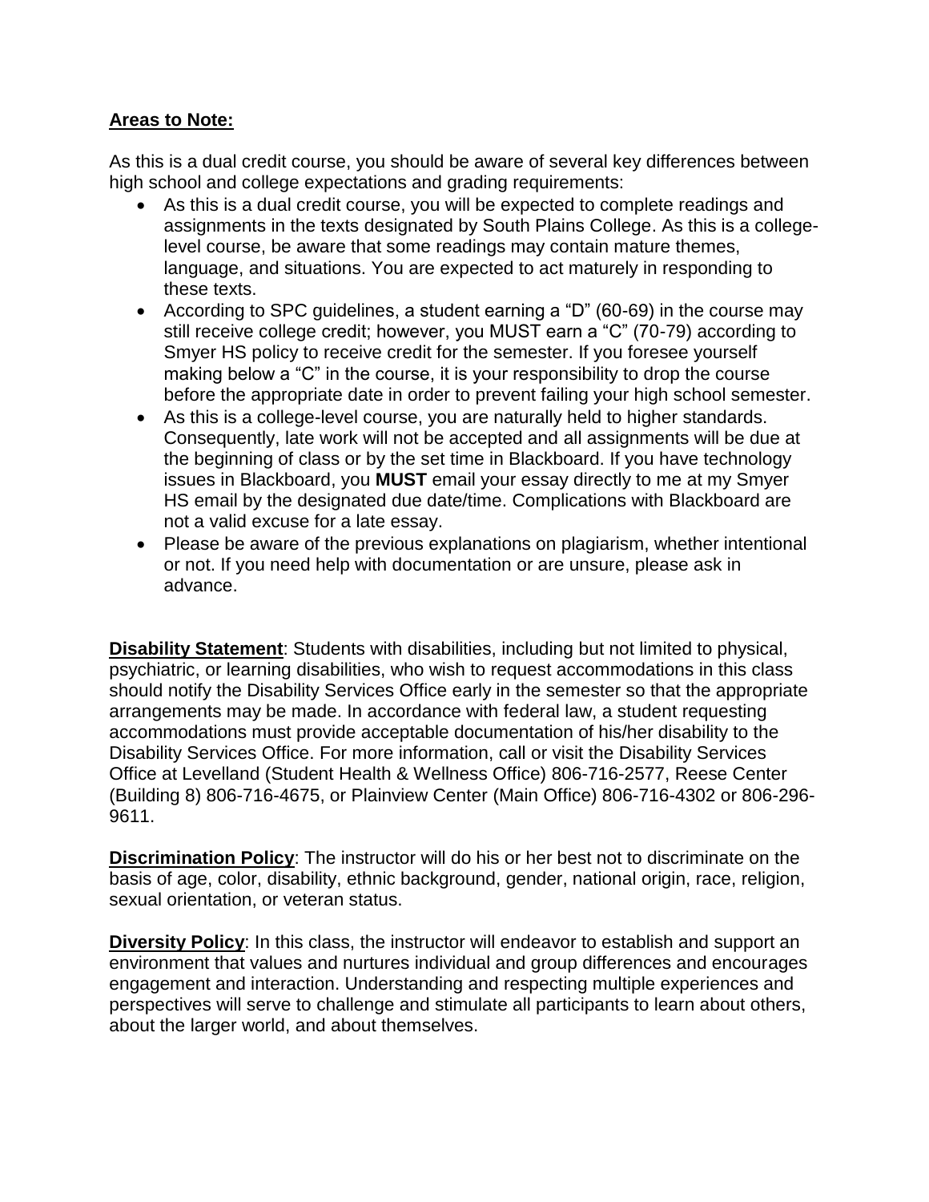**Areas to Note:**

As this is a dual credit course, you should be aware of several key differences between high school and college expectations and grading requirements:

- As this is a dual credit course, you will be expected to complete readings and assignments in the texts designated by South Plains College. As this is a college-level course, be aware that some readings may contain mature themes, language, and situations. You are expected to act maturely in responding to these texts.
- According to SPC guidelines, a student earning a "D" (60-69) in the course may still receive college credit; however, you MUST earn a "C" (70-79) according to Smyer HS policy to receive credit for the semester. If you foresee yourself making below a "C" in the course, it is your responsibility to drop the course before the appropriate date in order to prevent failing your high school semester.
- As this is a college-level course, you are naturally held to higher standards. Consequently, late work will not be accepted and all assignments will be due at the beginning of class or by the set time in Blackboard. If you have technology issues in Blackboard, you **MUST** email your essay directly to me at my Smyer HS email by the designated due date/time. Complications with Blackboard are not a valid excuse for a late essay.
- Please be aware of the previous explanations on plagiarism, whether intentional or not. If you need help with documentation or are unsure, please ask in advance.

**Disability Statement**: Students with disabilities, including but not limited to physical, psychiatric, or learning disabilities, who wish to request accommodations in this class should notify the Disability Services Office early in the semester so that the appropriate arrangements may be made. In accordance with federal law, a student requesting accommodations must provide acceptable documentation of his/her disability to the Disability Services Office. For more information, call or visit the Disability Services Office at Levelland (Student Health & Wellness Office) 806-716-2577, Reese Center (Building 8) 806-716-4675, or Plainview Center (Main Office) 806-716-4302 or 806-296-9611.

**Discrimination Policy**: The instructor will do his or her best not to discriminate on the basis of age, color, disability, ethnic background, gender, national origin, race, religion, sexual orientation, or veteran status.

**Diversity Policy**: In this class, the instructor will endeavor to establish and support an environment that values and nurtures individual and group differences and encourages engagement and interaction. Understanding and respecting multiple experiences and perspectives will serve to challenge and stimulate all participants to learn about others, about the larger world, and about themselves.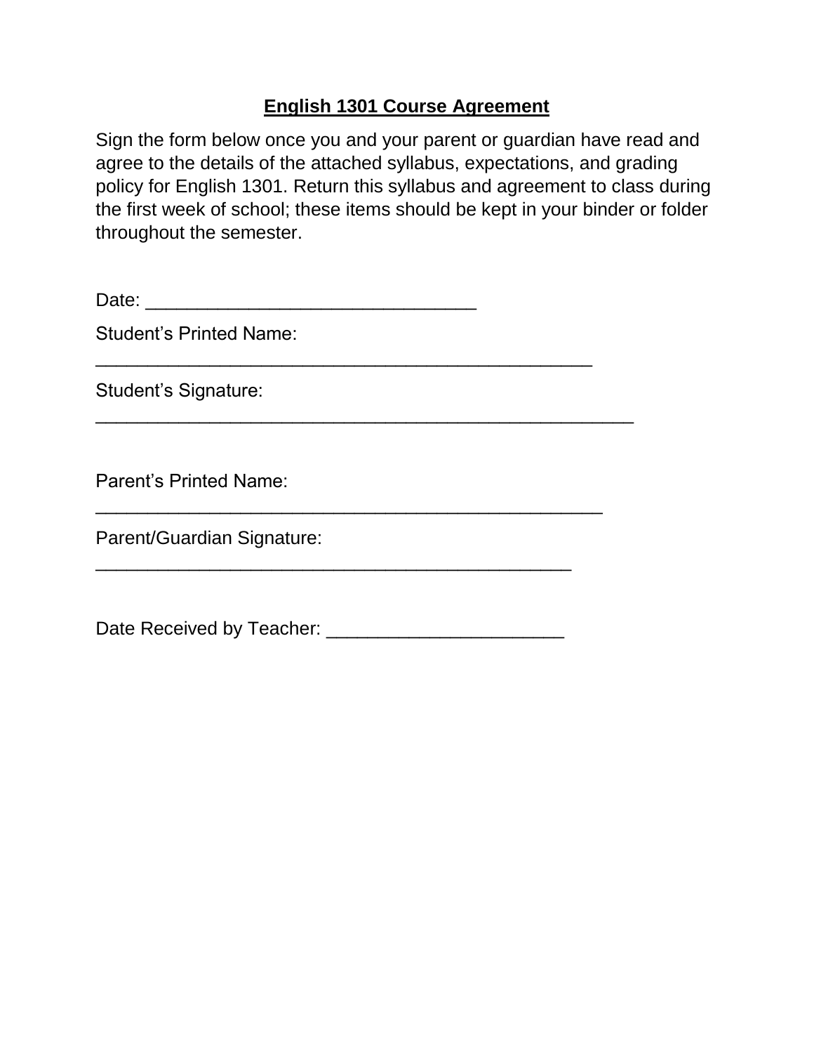**English 1301 Course Agreement**

Sign the form below once you and your parent or guardian have read and agree to the details of the attached syllabus, expectations, and grading policy for English 1301. Return this syllabus and agreement to class during the first week of school; these items should be kept in your binder or folder throughout the semester.

Date: ________________________________

Student's Printed Name:
_________________________________________________

Student's Signature:
_____________________________________________________

Parent's Printed Name:
__________________________________________________

Parent/Guardian Signature:
_______________________________________________

Date Received by Teacher: _______________________